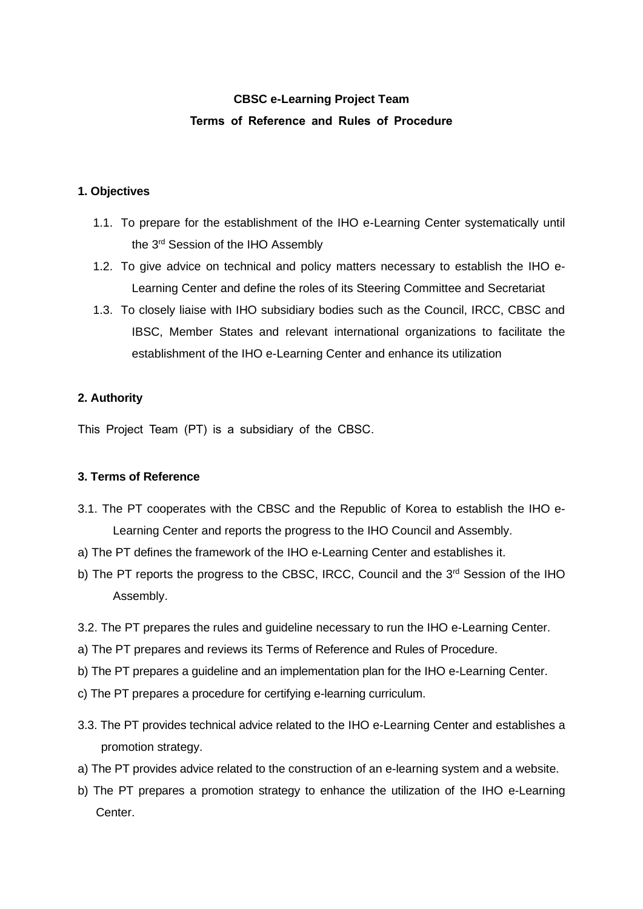**CBSC e-Learning Project Team**

**Terms of Reference and Rules of Procedure**

**1. Objectives**

1.1. To prepare for the establishment of the IHO e-Learning Center systematically until the 3rd Session of the IHO Assembly

1.2. To give advice on technical and policy matters necessary to establish the IHO e-Learning Center and define the roles of its Steering Committee and Secretariat

1.3. To closely liaise with IHO subsidiary bodies such as the Council, IRCC, CBSC and IBSC, Member States and relevant international organizations to facilitate the establishment of the IHO e-Learning Center and enhance its utilization

**2. Authority**

This Project Team (PT) is a subsidiary of the CBSC.

**3. Terms of Reference**

3.1. The PT cooperates with the CBSC and the Republic of Korea to establish the IHO e-Learning Center and reports the progress to the IHO Council and Assembly.

a) The PT defines the framework of the IHO e-Learning Center and establishes it.

b) The PT reports the progress to the CBSC, IRCC, Council and the 3rd Session of the IHO Assembly.

3.2. The PT prepares the rules and guideline necessary to run the IHO e-Learning Center.

a) The PT prepares and reviews its Terms of Reference and Rules of Procedure.

b) The PT prepares a guideline and an implementation plan for the IHO e-Learning Center.

c) The PT prepares a procedure for certifying e-learning curriculum.

3.3. The PT provides technical advice related to the IHO e-Learning Center and establishes a promotion strategy.

a) The PT provides advice related to the construction of an e-learning system and a website.

b) The PT prepares a promotion strategy to enhance the utilization of the IHO e-Learning Center.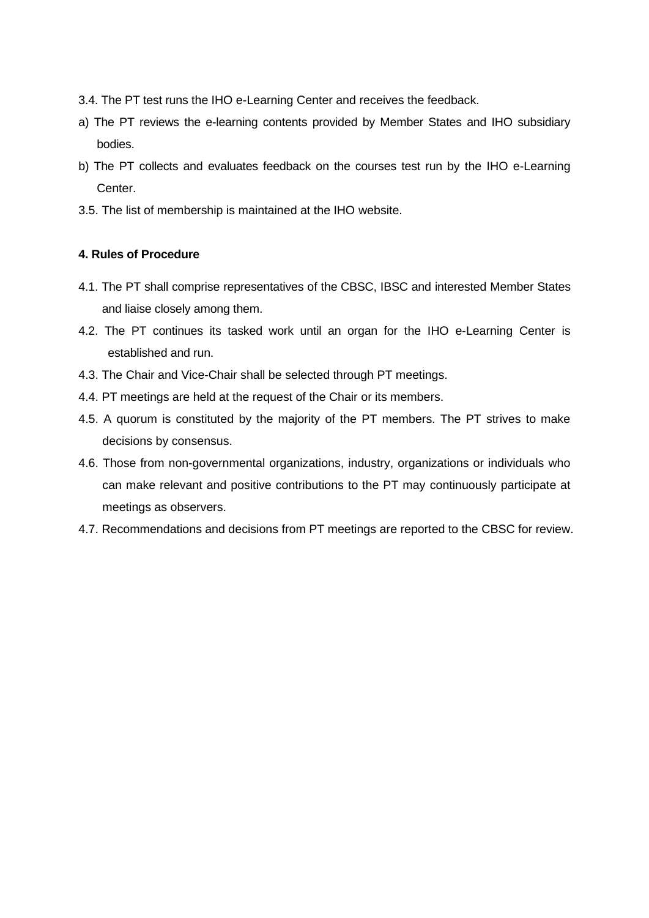3.4. The PT test runs the IHO e-Learning Center and receives the feedback.

a) The PT reviews the e-learning contents provided by Member States and IHO subsidiary bodies.

b) The PT collects and evaluates feedback on the courses test run by the IHO e-Learning Center.

3.5. The list of membership is maintained at the IHO website.

**4. Rules of Procedure**

4.1. The PT shall comprise representatives of the CBSC, IBSC and interested Member States and liaise closely among them.

4.2. The PT continues its tasked work until an organ for the IHO e-Learning Center is established and run.

4.3. The Chair and Vice-Chair shall be selected through PT meetings.

4.4. PT meetings are held at the request of the Chair or its members.

4.5. A quorum is constituted by the majority of the PT members. The PT strives to make decisions by consensus.

4.6. Those from non-governmental organizations, industry, organizations or individuals who can make relevant and positive contributions to the PT may continuously participate at meetings as observers.

4.7. Recommendations and decisions from PT meetings are reported to the CBSC for review.